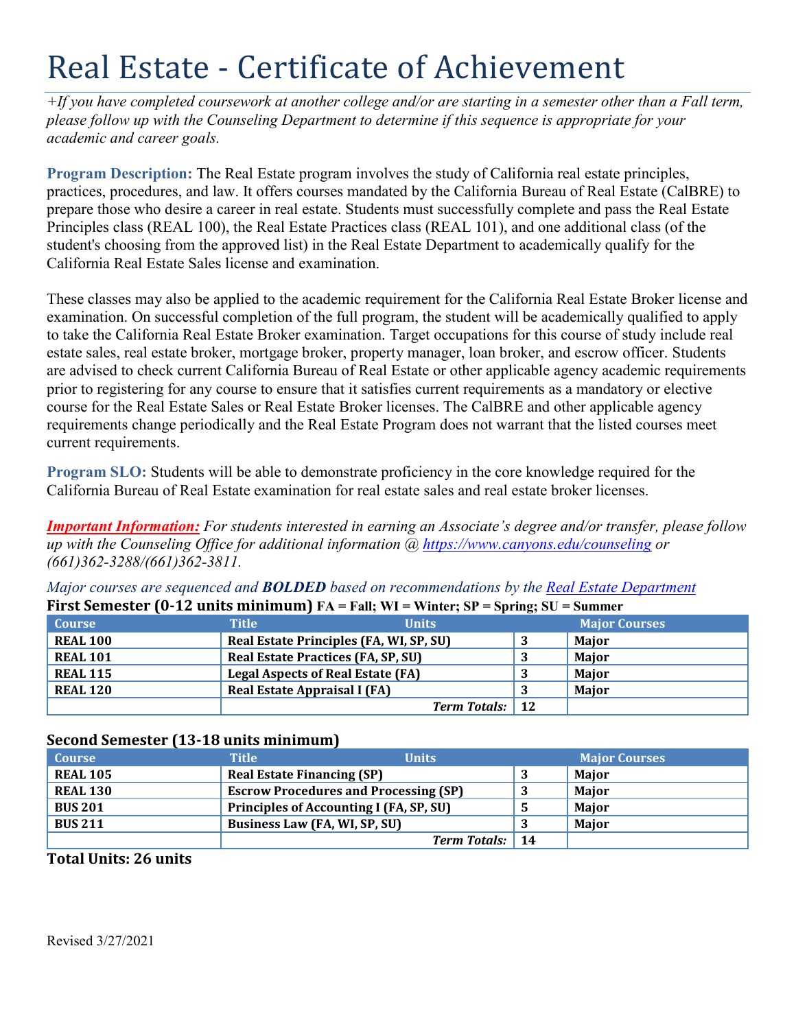# Real Estate - Certificate of Achievement

*+If you have completed coursework at another college and/or are starting in a semester other than a Fall term, please follow up with the Counseling Department to determine if this sequence is appropriate for your academic and career goals.*

**Program Description:** The Real Estate program involves the study of California real estate principles, practices, procedures, and law. It offers courses mandated by the California Bureau of Real Estate (CalBRE) to prepare those who desire a career in real estate. Students must successfully complete and pass the Real Estate Principles class (REAL 100), the Real Estate Practices class (REAL 101), and one additional class (of the student's choosing from the approved list) in the Real Estate Department to academically qualify for the California Real Estate Sales license and examination.

These classes may also be applied to the academic requirement for the California Real Estate Broker license and examination. On successful completion of the full program, the student will be academically qualified to apply to take the California Real Estate Broker examination. Target occupations for this course of study include real estate sales, real estate broker, mortgage broker, property manager, loan broker, and escrow officer. Students are advised to check current California Bureau of Real Estate or other applicable agency academic requirements prior to registering for any course to ensure that it satisfies current requirements as a mandatory or elective course for the Real Estate Sales or Real Estate Broker licenses. The CalBRE and other applicable agency requirements change periodically and the Real Estate Program does not warrant that the listed courses meet current requirements.

**Program SLO:** Students will be able to demonstrate proficiency in the core knowledge required for the California Bureau of Real Estate examination for real estate sales and real estate broker licenses.

***Important Information:*** *For students interested in earning an Associate's degree and/or transfer, please follow up with the Counseling Office for additional information @ [https://www.canyons.edu/counseling](https://www.canyons.edu/counseling) or (661)362-3288/(661)362-3811.*

*Major courses are sequenced and* ***BOLDED*** *based on recommendations by the [Real Estate Department](#)*

**First Semester (0-12 units minimum)** FA = Fall; WI = Winter; SP = Spring; SU = Summer

| Course | Title | Units | Major Courses |
|---|---|---|---|
| **REAL 100** | **Real Estate Principles (FA, WI, SP, SU)** | **3** | **Major** |
| **REAL 101** | **Real Estate Practices (FA, SP, SU)** | **3** | **Major** |
| **REAL 115** | **Legal Aspects of Real Estate (FA)** | **3** | **Major** |
| **REAL 120** | **Real Estate Appraisal I (FA)** | **3** | **Major** |
| | ***Term Totals:*** | **12** | |

**Second Semester (13-18 units minimum)**

| Course | Title | Units | Major Courses |
|---|---|---|---|
| **REAL 105** | **Real Estate Financing (SP)** | **3** | **Major** |
| **REAL 130** | **Escrow Procedures and Processing (SP)** | **3** | **Major** |
| **BUS 201** | **Principles of Accounting I (FA, SP, SU)** | **5** | **Major** |
| **BUS 211** | **Business Law (FA, WI, SP, SU)** | **3** | **Major** |
| | ***Term Totals:*** | **14** | |

**Total Units: 26 units**

Revised 3/27/2021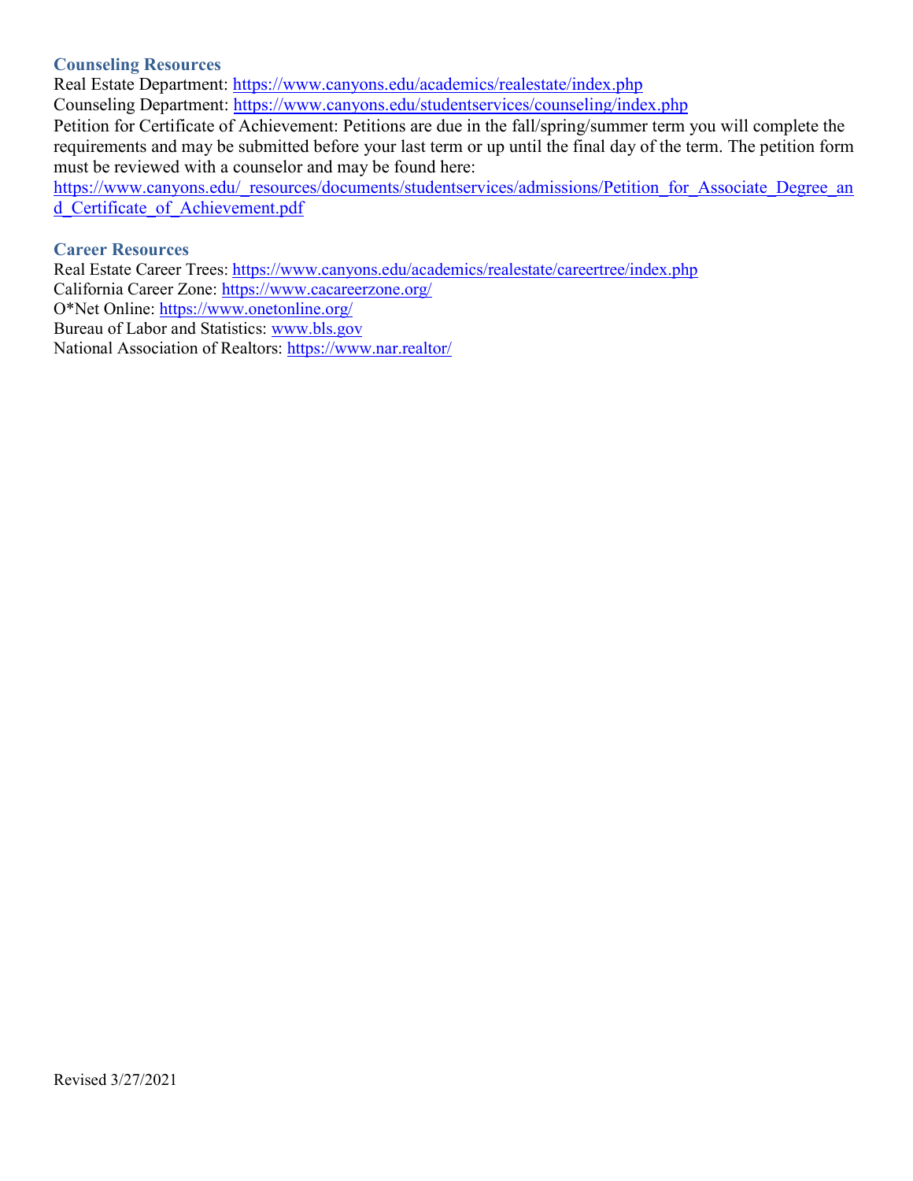### Counseling Resources

Real Estate Department: https://www.canyons.edu/academics/realestate/index.php
Counseling Department: https://www.canyons.edu/studentservices/counseling/index.php
Petition for Certificate of Achievement: Petitions are due in the fall/spring/summer term you will complete the requirements and may be submitted before your last term or up until the final day of the term. The petition form must be reviewed with a counselor and may be found here:
https://www.canyons.edu/_resources/documents/studentservices/admissions/Petition_for_Associate_Degree_and_Certificate_of_Achievement.pdf

### Career Resources

Real Estate Career Trees: https://www.canyons.edu/academics/realestate/careertree/index.php
California Career Zone: https://www.cacareerzone.org/
O*Net Online: https://www.onetonline.org/
Bureau of Labor and Statistics: www.bls.gov
National Association of Realtors: https://www.nar.realtor/

Revised 3/27/2021